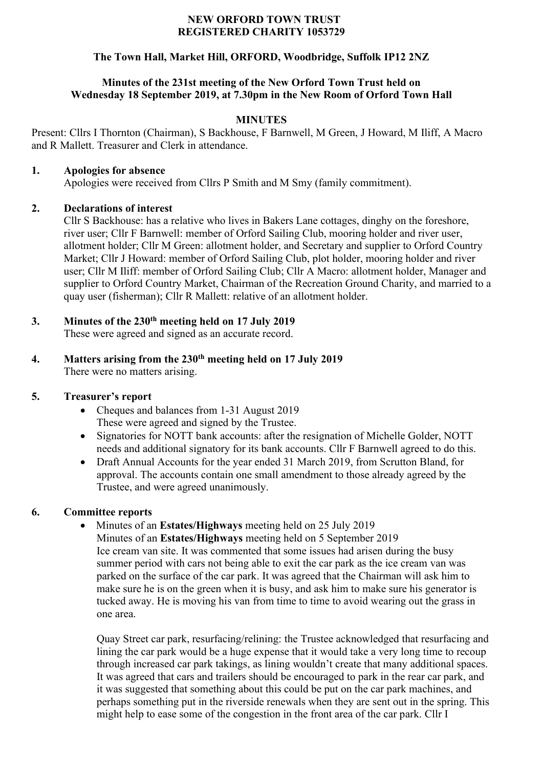**NEW ORFORD TOWN TRUST**
**REGISTERED CHARITY 1053729**

**The Town Hall, Market Hill, ORFORD, Woodbridge, Suffolk IP12 2NZ**

**Minutes of the 231st meeting of the New Orford Town Trust held on Wednesday 18 September 2019, at 7.30pm in the New Room of Orford Town Hall**

**MINUTES**

Present: Cllrs I Thornton (Chairman), S Backhouse, F Barnwell, M Green, J Howard, M Iliff, A Macro and R Mallett. Treasurer and Clerk in attendance.

## 1. Apologies for absence

Apologies were received from Cllrs P Smith and M Smy (family commitment).

## 2. Declarations of interest

Cllr S Backhouse: has a relative who lives in Bakers Lane cottages, dinghy on the foreshore, river user; Cllr F Barnwell: member of Orford Sailing Club, mooring holder and river user, allotment holder; Cllr M Green: allotment holder, and Secretary and supplier to Orford Country Market; Cllr J Howard: member of Orford Sailing Club, plot holder, mooring holder and river user; Cllr M Iliff: member of Orford Sailing Club; Cllr A Macro: allotment holder, Manager and supplier to Orford Country Market, Chairman of the Recreation Ground Charity, and married to a quay user (fisherman); Cllr R Mallett: relative of an allotment holder.

## 3. Minutes of the 230th meeting held on 17 July 2019

These were agreed and signed as an accurate record.

## 4. Matters arising from the 230th meeting held on 17 July 2019

There were no matters arising.

## 5. Treasurer's report

- Cheques and balances from 1-31 August 2019
  These were agreed and signed by the Trustee.
- Signatories for NOTT bank accounts: after the resignation of Michelle Golder, NOTT needs and additional signatory for its bank accounts. Cllr F Barnwell agreed to do this.
- Draft Annual Accounts for the year ended 31 March 2019, from Scrutton Bland, for approval. The accounts contain one small amendment to those already agreed by the Trustee, and were agreed unanimously.

## 6. Committee reports

- Minutes of an **Estates/Highways** meeting held on 25 July 2019
  Minutes of an **Estates/Highways** meeting held on 5 September 2019
  Ice cream van site. It was commented that some issues had arisen during the busy summer period with cars not being able to exit the car park as the ice cream van was parked on the surface of the car park. It was agreed that the Chairman will ask him to make sure he is on the green when it is busy, and ask him to make sure his generator is tucked away. He is moving his van from time to time to avoid wearing out the grass in one area.

  Quay Street car park, resurfacing/relining: the Trustee acknowledged that resurfacing and lining the car park would be a huge expense that it would take a very long time to recoup through increased car park takings, as lining wouldn't create that many additional spaces. It was agreed that cars and trailers should be encouraged to park in the rear car park, and it was suggested that something about this could be put on the car park machines, and perhaps something put in the riverside renewals when they are sent out in the spring. This might help to ease some of the congestion in the front area of the car park. Cllr I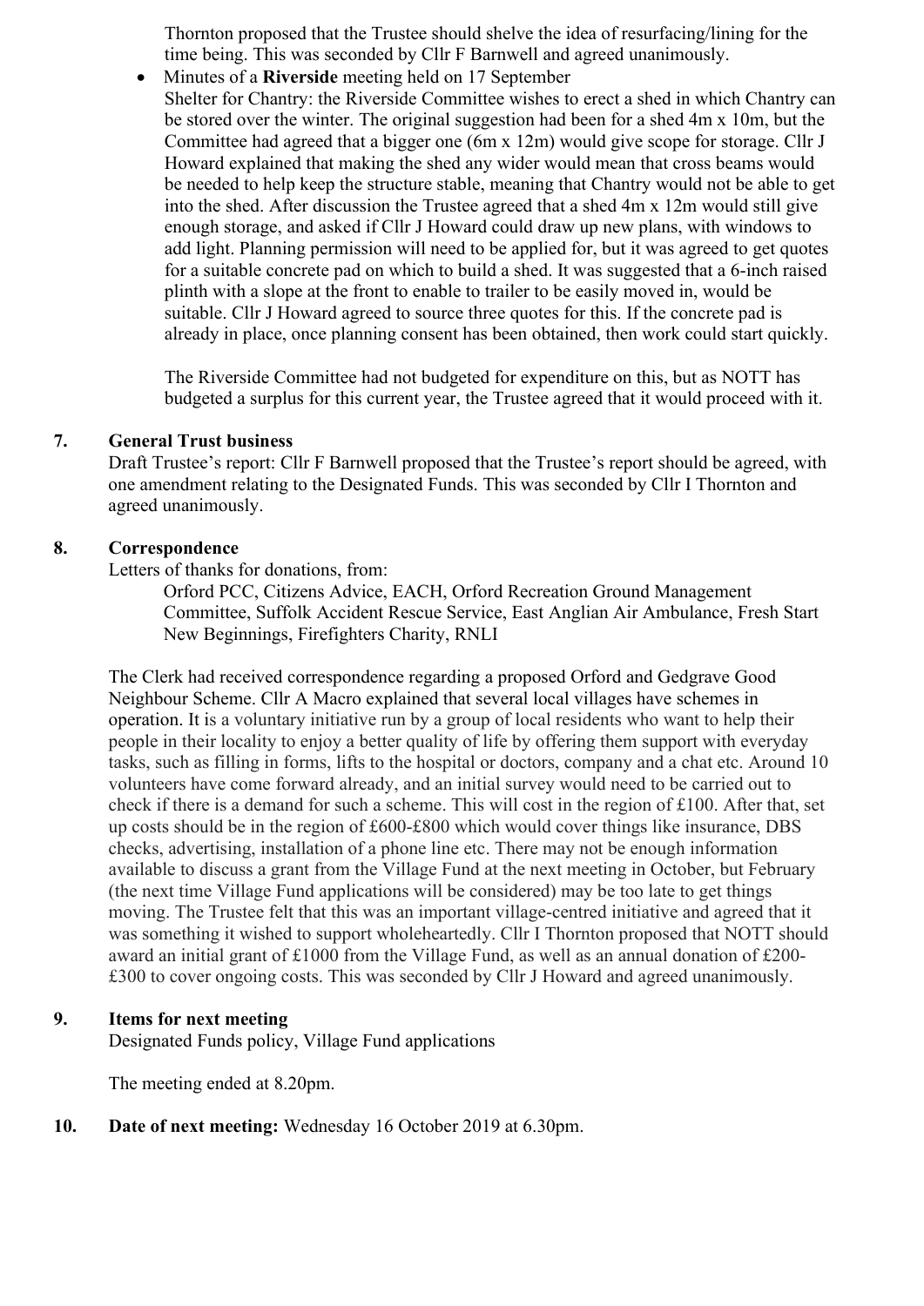Thornton proposed that the Trustee should shelve the idea of resurfacing/lining for the time being. This was seconded by Cllr F Barnwell and agreed unanimously.

- Minutes of a **Riverside** meeting held on 17 September

  Shelter for Chantry: the Riverside Committee wishes to erect a shed in which Chantry can be stored over the winter. The original suggestion had been for a shed 4m x 10m, but the Committee had agreed that a bigger one (6m x 12m) would give scope for storage. Cllr J Howard explained that making the shed any wider would mean that cross beams would be needed to help keep the structure stable, meaning that Chantry would not be able to get into the shed. After discussion the Trustee agreed that a shed 4m x 12m would still give enough storage, and asked if Cllr J Howard could draw up new plans, with windows to add light. Planning permission will need to be applied for, but it was agreed to get quotes for a suitable concrete pad on which to build a shed. It was suggested that a 6-inch raised plinth with a slope at the front to enable to trailer to be easily moved in, would be suitable. Cllr J Howard agreed to source three quotes for this. If the concrete pad is already in place, once planning consent has been obtained, then work could start quickly.

  The Riverside Committee had not budgeted for expenditure on this, but as NOTT has budgeted a surplus for this current year, the Trustee agreed that it would proceed with it.

## 7. General Trust business

Draft Trustee's report: Cllr F Barnwell proposed that the Trustee's report should be agreed, with one amendment relating to the Designated Funds. This was seconded by Cllr I Thornton and agreed unanimously.

## 8. Correspondence

Letters of thanks for donations, from:

Orford PCC, Citizens Advice, EACH, Orford Recreation Ground Management Committee, Suffolk Accident Rescue Service, East Anglian Air Ambulance, Fresh Start New Beginnings, Firefighters Charity, RNLI

The Clerk had received correspondence regarding a proposed Orford and Gedgrave Good Neighbour Scheme. Cllr A Macro explained that several local villages have schemes in operation. It is a voluntary initiative run by a group of local residents who want to help their people in their locality to enjoy a better quality of life by offering them support with everyday tasks, such as filling in forms, lifts to the hospital or doctors, company and a chat etc. Around 10 volunteers have come forward already, and an initial survey would need to be carried out to check if there is a demand for such a scheme. This will cost in the region of £100. After that, set up costs should be in the region of £600-£800 which would cover things like insurance, DBS checks, advertising, installation of a phone line etc. There may not be enough information available to discuss a grant from the Village Fund at the next meeting in October, but February (the next time Village Fund applications will be considered) may be too late to get things moving. The Trustee felt that this was an important village-centred initiative and agreed that it was something it wished to support wholeheartedly. Cllr I Thornton proposed that NOTT should award an initial grant of £1000 from the Village Fund, as well as an annual donation of £200-£300 to cover ongoing costs. This was seconded by Cllr J Howard and agreed unanimously.

## 9. Items for next meeting

Designated Funds policy, Village Fund applications

The meeting ended at 8.20pm.

## 10. Date of next meeting: Wednesday 16 October 2019 at 6.30pm.